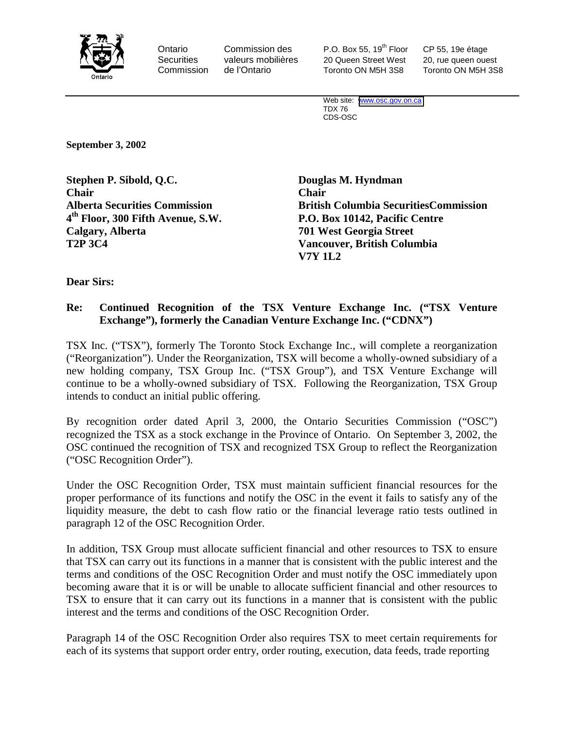Ontario Securities Commission | Commission des valeurs mobilières de l'Ontario

P.O. Box 55, 19th Floor
20 Queen Street West
Toronto ON M5H 3S8

CP 55, 19e étage
20, rue queen ouest
Toronto ON M5H 3S8

Web site: www.osc.gov.on.ca
TDX 76
CDS-OSC

---

**September 3, 2002**

**Stephen P. Sibold, Q.C.**
**Chair**
**Alberta Securities Commission**
**4th Floor, 300 Fifth Avenue, S.W.**
**Calgary, Alberta**
**T2P 3C4**

**Douglas M. Hyndman**
**Chair**
**British Columbia SecuritiesCommission**
**P.O. Box 10142, Pacific Centre**
**701 West Georgia Street**
**Vancouver, British Columbia**
**V7Y 1L2**

**Dear Sirs:**

**Re: Continued Recognition of the TSX Venture Exchange Inc. ("TSX Venture Exchange"), formerly the Canadian Venture Exchange Inc. ("CDNX")**

TSX Inc. ("TSX"), formerly The Toronto Stock Exchange Inc., will complete a reorganization ("Reorganization"). Under the Reorganization, TSX will become a wholly-owned subsidiary of a new holding company, TSX Group Inc. ("TSX Group"), and TSX Venture Exchange will continue to be a wholly-owned subsidiary of TSX. Following the Reorganization, TSX Group intends to conduct an initial public offering.

By recognition order dated April 3, 2000, the Ontario Securities Commission ("OSC") recognized the TSX as a stock exchange in the Province of Ontario. On September 3, 2002, the OSC continued the recognition of TSX and recognized TSX Group to reflect the Reorganization ("OSC Recognition Order").

Under the OSC Recognition Order, TSX must maintain sufficient financial resources for the proper performance of its functions and notify the OSC in the event it fails to satisfy any of the liquidity measure, the debt to cash flow ratio or the financial leverage ratio tests outlined in paragraph 12 of the OSC Recognition Order.

In addition, TSX Group must allocate sufficient financial and other resources to TSX to ensure that TSX can carry out its functions in a manner that is consistent with the public interest and the terms and conditions of the OSC Recognition Order and must notify the OSC immediately upon becoming aware that it is or will be unable to allocate sufficient financial and other resources to TSX to ensure that it can carry out its functions in a manner that is consistent with the public interest and the terms and conditions of the OSC Recognition Order.

Paragraph 14 of the OSC Recognition Order also requires TSX to meet certain requirements for each of its systems that support order entry, order routing, execution, data feeds, trade reporting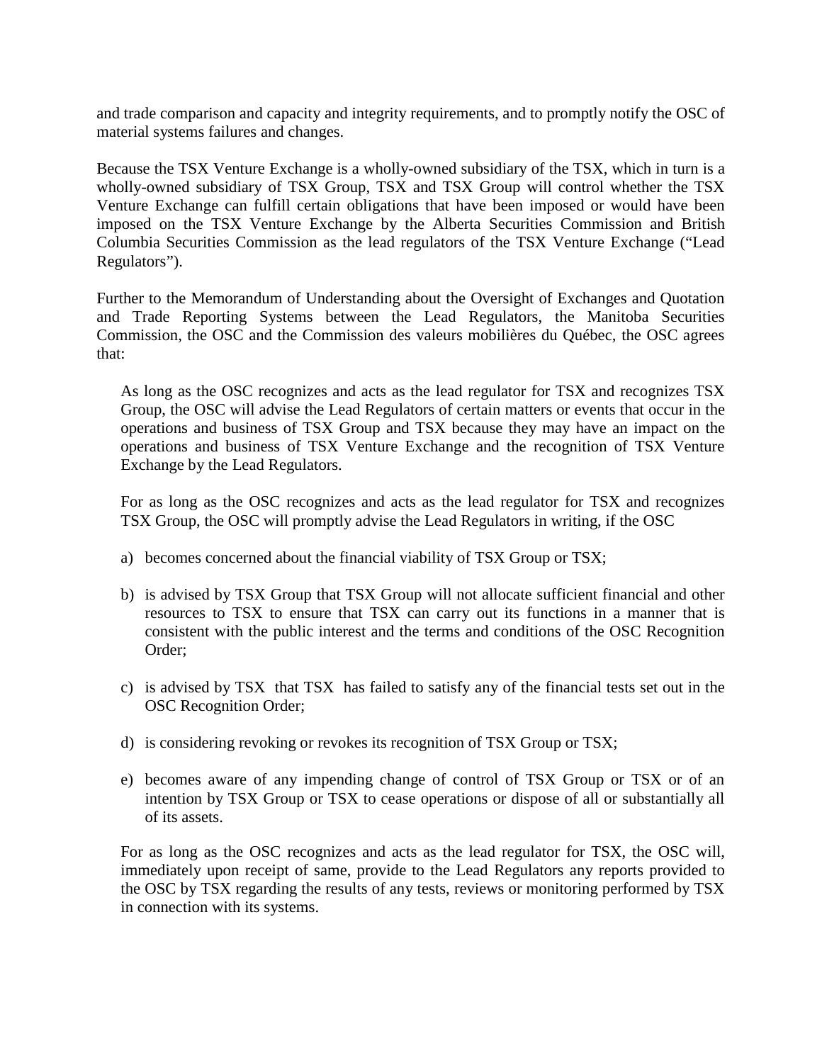and trade comparison and capacity and integrity requirements, and to promptly notify the OSC of material systems failures and changes.

Because the TSX Venture Exchange is a wholly-owned subsidiary of the TSX, which in turn is a wholly-owned subsidiary of TSX Group, TSX and TSX Group will control whether the TSX Venture Exchange can fulfill certain obligations that have been imposed or would have been imposed on the TSX Venture Exchange by the Alberta Securities Commission and British Columbia Securities Commission as the lead regulators of the TSX Venture Exchange ("Lead Regulators").

Further to the Memorandum of Understanding about the Oversight of Exchanges and Quotation and Trade Reporting Systems between the Lead Regulators, the Manitoba Securities Commission, the OSC and the Commission des valeurs mobilières du Québec, the OSC agrees that:

> As long as the OSC recognizes and acts as the lead regulator for TSX and recognizes TSX Group, the OSC will advise the Lead Regulators of certain matters or events that occur in the operations and business of TSX Group and TSX because they may have an impact on the operations and business of TSX Venture Exchange and the recognition of TSX Venture Exchange by the Lead Regulators.
>
> For as long as the OSC recognizes and acts as the lead regulator for TSX and recognizes TSX Group, the OSC will promptly advise the Lead Regulators in writing, if the OSC
>
> a) becomes concerned about the financial viability of TSX Group or TSX;
>
> b) is advised by TSX Group that TSX Group will not allocate sufficient financial and other resources to TSX to ensure that TSX can carry out its functions in a manner that is consistent with the public interest and the terms and conditions of the OSC Recognition Order;
>
> c) is advised by TSX that TSX has failed to satisfy any of the financial tests set out in the OSC Recognition Order;
>
> d) is considering revoking or revokes its recognition of TSX Group or TSX;
>
> e) becomes aware of any impending change of control of TSX Group or TSX or of an intention by TSX Group or TSX to cease operations or dispose of all or substantially all of its assets.
>
> For as long as the OSC recognizes and acts as the lead regulator for TSX, the OSC will, immediately upon receipt of same, provide to the Lead Regulators any reports provided to the OSC by TSX regarding the results of any tests, reviews or monitoring performed by TSX in connection with its systems.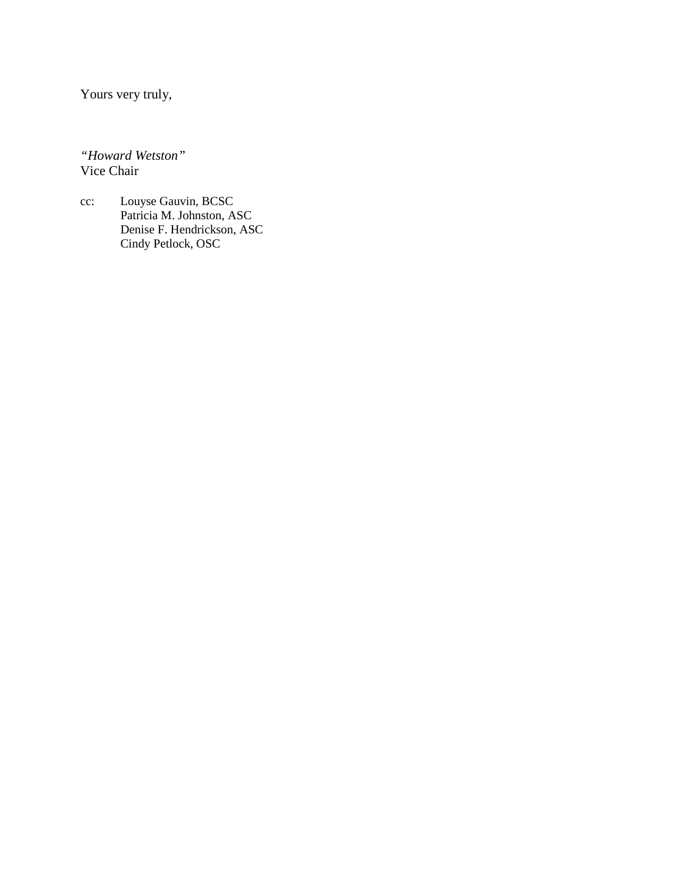Yours very truly,

*"Howard Wetston"*
Vice Chair

cc: Louyse Gauvin, BCSC
Patricia M. Johnston, ASC
Denise F. Hendrickson, ASC
Cindy Petlock, OSC